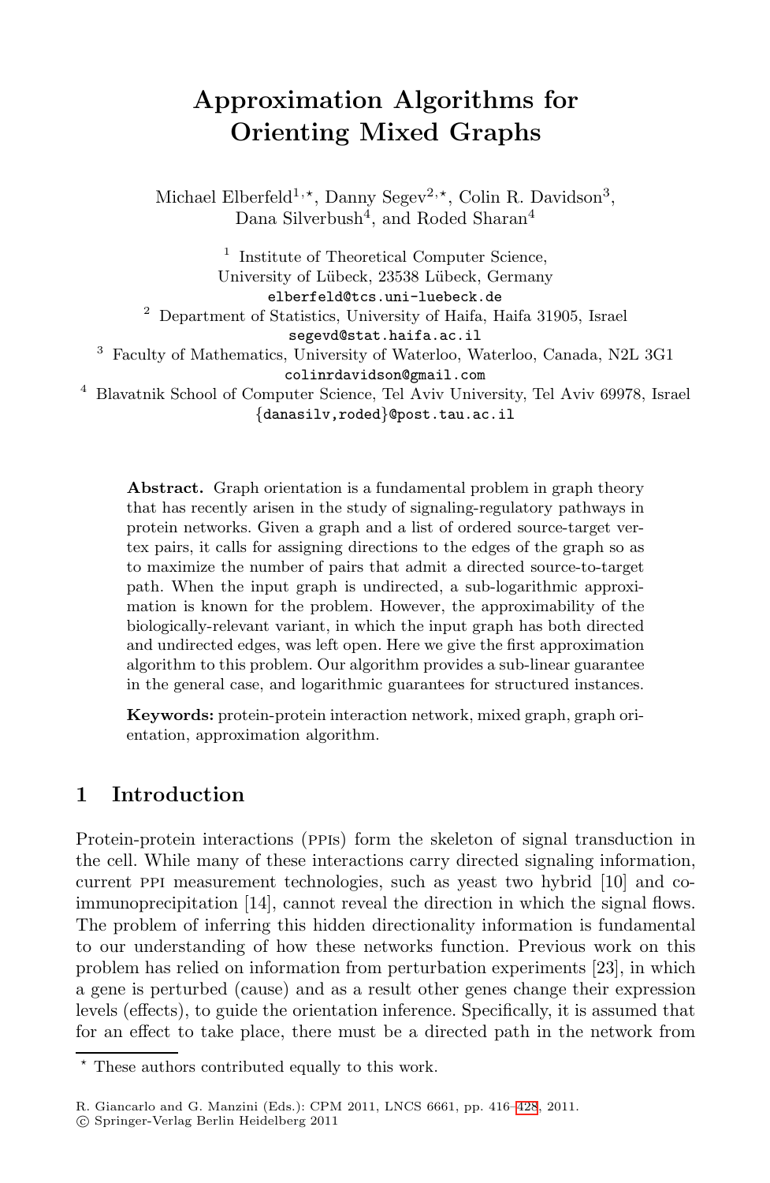# Approximation Algorithms for Orienting Mixed Graphs

Michael Elberfeld[1,⋆], Danny Segev[2,⋆], Colin R. Davidson[3], Dana Silverbush[4], and Roded Sharan[4]

[1] Institute of Theoretical Computer Science, University of Lübeck, 23538 Lübeck, Germany
elberfeld@tcs.uni-luebeck.de

[2] Department of Statistics, University of Haifa, Haifa 31905, Israel
segevd@stat.haifa.ac.il

[3] Faculty of Mathematics, University of Waterloo, Waterloo, Canada, N2L 3G1
colinrdavidson@gmail.com

[4] Blavatnik School of Computer Science, Tel Aviv University, Tel Aviv 69978, Israel
{danasilv,roded}@post.tau.ac.il

**Abstract.** Graph orientation is a fundamental problem in graph theory that has recently arisen in the study of signaling-regulatory pathways in protein networks. Given a graph and a list of ordered source-target vertex pairs, it calls for assigning directions to the edges of the graph so as to maximize the number of pairs that admit a directed source-to-target path. When the input graph is undirected, a sub-logarithmic approximation is known for the problem. However, the approximability of the biologically-relevant variant, in which the input graph has both directed and undirected edges, was left open. Here we give the first approximation algorithm to this problem. Our algorithm provides a sub-linear guarantee in the general case, and logarithmic guarantees for structured instances.

**Keywords:** protein-protein interaction network, mixed graph, graph orientation, approximation algorithm.

## 1 Introduction

Protein-protein interactions (PPIs) form the skeleton of signal transduction in the cell. While many of these interactions carry directed signaling information, current PPI measurement technologies, such as yeast two hybrid [10] and co-immunoprecipitation [14], cannot reveal the direction in which the signal flows. The problem of inferring this hidden directionality information is fundamental to our understanding of how these networks function. Previous work on this problem has relied on information from perturbation experiments [23], in which a gene is perturbed (cause) and as a result other genes change their expression levels (effects), to guide the orientation inference. Specifically, it is assumed that for an effect to take place, there must be a directed path in the network from

⋆ These authors contributed equally to this work.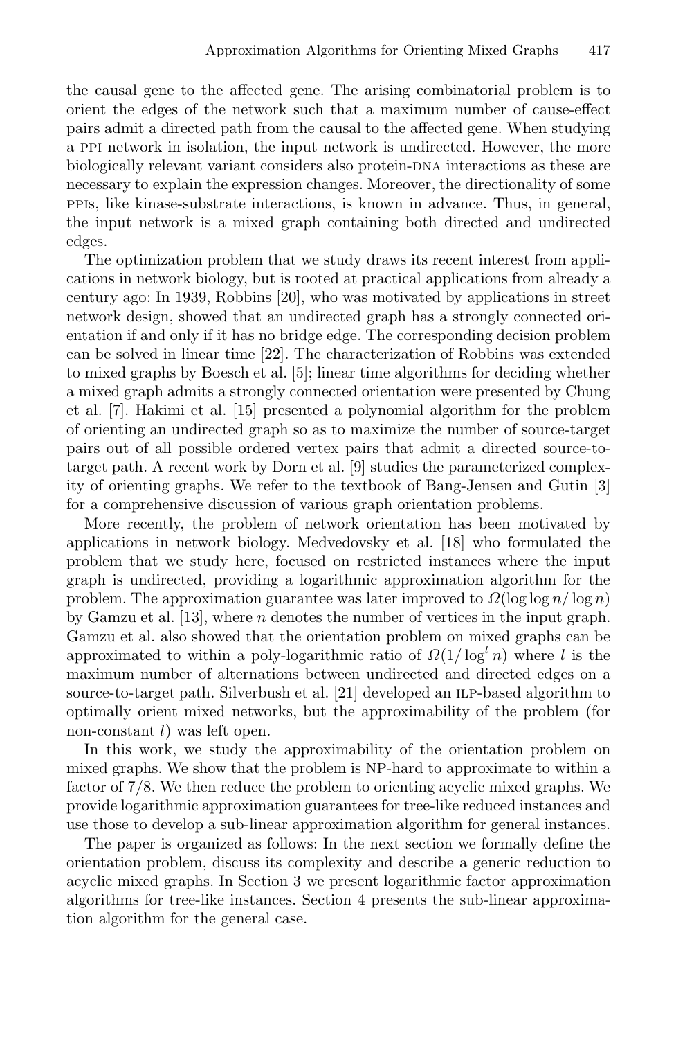the causal gene to the affected gene. The arising combinatorial problem is to orient the edges of the network such that a maximum number of cause-effect pairs admit a directed path from the causal to the affected gene. When studying a PPI network in isolation, the input network is undirected. However, the more biologically relevant variant considers also protein-DNA interactions as these are necessary to explain the expression changes. Moreover, the directionality of some PPIs, like kinase-substrate interactions, is known in advance. Thus, in general, the input network is a mixed graph containing both directed and undirected edges.

The optimization problem that we study draws its recent interest from applications in network biology, but is rooted at practical applications from already a century ago: In 1939, Robbins [20], who was motivated by applications in street network design, showed that an undirected graph has a strongly connected orientation if and only if it has no bridge edge. The corresponding decision problem can be solved in linear time [22]. The characterization of Robbins was extended to mixed graphs by Boesch et al. [5]; linear time algorithms for deciding whether a mixed graph admits a strongly connected orientation were presented by Chung et al. [7]. Hakimi et al. [15] presented a polynomial algorithm for the problem of orienting an undirected graph so as to maximize the number of source-target pairs out of all possible ordered vertex pairs that admit a directed source-to-target path. A recent work by Dorn et al. [9] studies the parameterized complexity of orienting graphs. We refer to the textbook of Bang-Jensen and Gutin [3] for a comprehensive discussion of various graph orientation problems.

More recently, the problem of network orientation has been motivated by applications in network biology. Medvedovsky et al. [18] who formulated the problem that we study here, focused on restricted instances where the input graph is undirected, providing a logarithmic approximation algorithm for the problem. The approximation guarantee was later improved to $\Omega(\log\log n/\log n)$ by Gamzu et al. [13], where $n$ denotes the number of vertices in the input graph. Gamzu et al. also showed that the orientation problem on mixed graphs can be approximated to within a poly-logarithmic ratio of $\Omega(1/\log^l n)$ where $l$ is the maximum number of alternations between undirected and directed edges on a source-to-target path. Silverbush et al. [21] developed an ILP-based algorithm to optimally orient mixed networks, but the approximability of the problem (for non-constant $l$) was left open.

In this work, we study the approximability of the orientation problem on mixed graphs. We show that the problem is NP-hard to approximate to within a factor of 7/8. We then reduce the problem to orienting acyclic mixed graphs. We provide logarithmic approximation guarantees for tree-like reduced instances and use those to develop a sub-linear approximation algorithm for general instances.

The paper is organized as follows: In the next section we formally define the orientation problem, discuss its complexity and describe a generic reduction to acyclic mixed graphs. In Section 3 we present logarithmic factor approximation algorithms for tree-like instances. Section 4 presents the sub-linear approximation algorithm for the general case.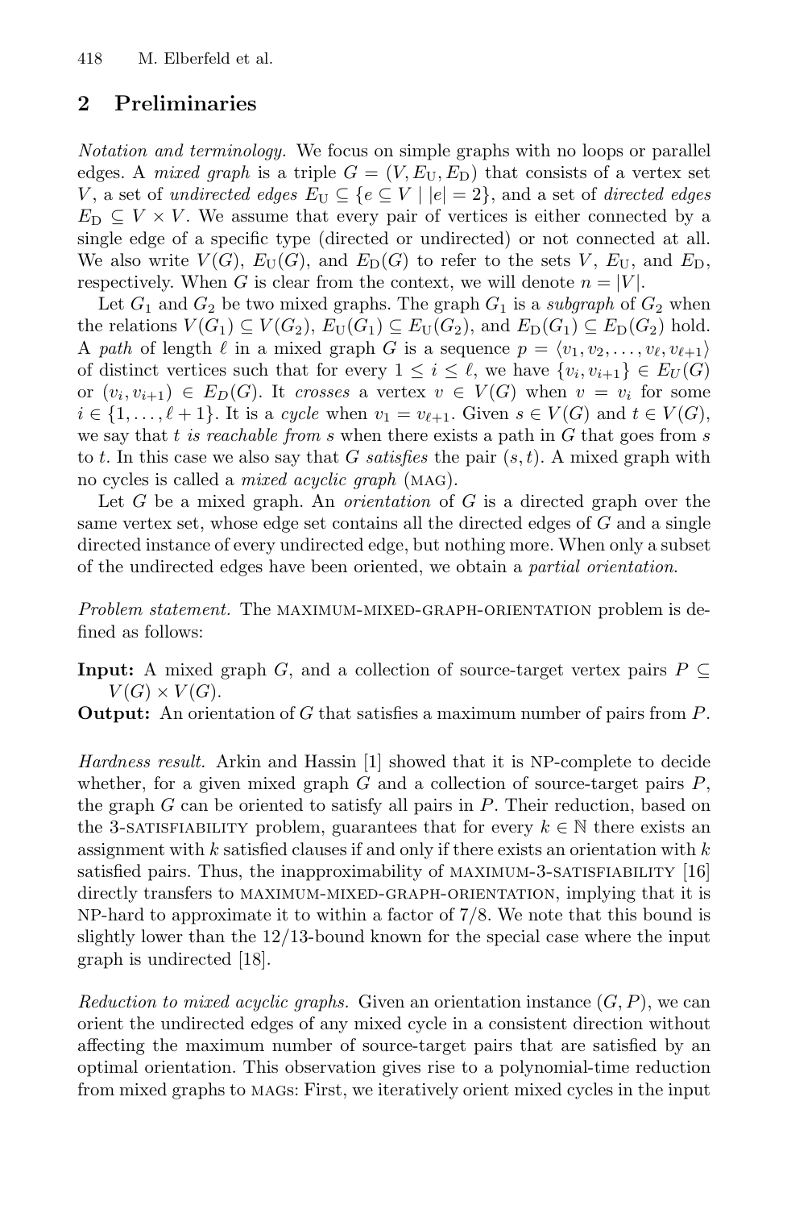## 2 Preliminaries

*Notation and terminology.* We focus on simple graphs with no loops or parallel edges. A *mixed graph* is a triple $G = (V, E_\mathrm{U}, E_\mathrm{D})$ that consists of a vertex set $V$, a set of *undirected edges* $E_\mathrm{U} \subseteq \{e \subseteq V \mid |e| = 2\}$, and a set of *directed edges* $E_\mathrm{D} \subseteq V \times V$. We assume that every pair of vertices is either connected by a single edge of a specific type (directed or undirected) or not connected at all. We also write $V(G)$, $E_\mathrm{U}(G)$, and $E_\mathrm{D}(G)$ to refer to the sets $V$, $E_\mathrm{U}$, and $E_\mathrm{D}$, respectively. When $G$ is clear from the context, we will denote $n = |V|$.

Let $G_1$ and $G_2$ be two mixed graphs. The graph $G_1$ is a *subgraph* of $G_2$ when the relations $V(G_1) \subseteq V(G_2)$, $E_\mathrm{U}(G_1) \subseteq E_\mathrm{U}(G_2)$, and $E_\mathrm{D}(G_1) \subseteq E_\mathrm{D}(G_2)$ hold. A *path* of length $\ell$ in a mixed graph $G$ is a sequence $p = \langle v_1, v_2, \ldots, v_\ell, v_{\ell+1} \rangle$ of distinct vertices such that for every $1 \leq i \leq \ell$, we have $\{v_i, v_{i+1}\} \in E_U(G)$ or $(v_i, v_{i+1}) \in E_D(G)$. It *crosses* a vertex $v \in V(G)$ when $v = v_i$ for some $i \in \{1, \ldots, \ell + 1\}$. It is a *cycle* when $v_1 = v_{\ell+1}$. Given $s \in V(G)$ and $t \in V(G)$, we say that *$t$ is reachable from $s$* when there exists a path in $G$ that goes from $s$ to $t$. In this case we also say that $G$ *satisfies* the pair $(s, t)$. A mixed graph with no cycles is called a *mixed acyclic graph* (MAG).

Let $G$ be a mixed graph. An *orientation* of $G$ is a directed graph over the same vertex set, whose edge set contains all the directed edges of $G$ and a single directed instance of every undirected edge, but nothing more. When only a subset of the undirected edges have been oriented, we obtain a *partial orientation.*

*Problem statement.* The MAXIMUM-MIXED-GRAPH-ORIENTATION problem is defined as follows:

**Input:** A mixed graph $G$, and a collection of source-target vertex pairs $P \subseteq V(G) \times V(G)$.

**Output:** An orientation of $G$ that satisfies a maximum number of pairs from $P$.

*Hardness result.* Arkin and Hassin [1] showed that it is NP-complete to decide whether, for a given mixed graph $G$ and a collection of source-target pairs $P$, the graph $G$ can be oriented to satisfy all pairs in $P$. Their reduction, based on the 3-SATISFIABILITY problem, guarantees that for every $k \in \mathbb{N}$ there exists an assignment with $k$ satisfied clauses if and only if there exists an orientation with $k$ satisfied pairs. Thus, the inapproximability of MAXIMUM-3-SATISFIABILITY [16] directly transfers to MAXIMUM-MIXED-GRAPH-ORIENTATION, implying that it is NP-hard to approximate it to within a factor of 7/8. We note that this bound is slightly lower than the 12/13-bound known for the special case where the input graph is undirected [18].

*Reduction to mixed acyclic graphs.* Given an orientation instance $(G, P)$, we can orient the undirected edges of any mixed cycle in a consistent direction without affecting the maximum number of source-target pairs that are satisfied by an optimal orientation. This observation gives rise to a polynomial-time reduction from mixed graphs to MAGs: First, we iteratively orient mixed cycles in the input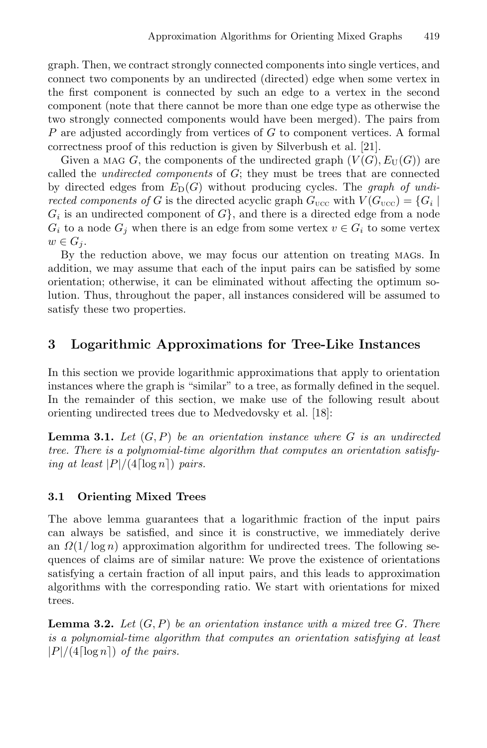graph. Then, we contract strongly connected components into single vertices, and connect two components by an undirected (directed) edge when some vertex in the first component is connected by such an edge to a vertex in the second component (note that there cannot be more than one edge type as otherwise the two strongly connected components would have been merged). The pairs from $P$ are adjusted accordingly from vertices of $G$ to component vertices. A formal correctness proof of this reduction is given by Silverbush et al. [21].

Given a MAG $G$, the components of the undirected graph $(V(G), E_{\mathrm{U}}(G))$ are called the *undirected components* of $G$; they must be trees that are connected by directed edges from $E_{\mathrm{D}}(G)$ without producing cycles. The *graph of undirected components of* $G$ is the directed acyclic graph $G_{\mathrm{UCC}}$ with $V(G_{\mathrm{UCC}}) = \{G_i \mid G_i \text{ is an undirected component of } G\}$, and there is a directed edge from a node $G_i$ to a node $G_j$ when there is an edge from some vertex $v \in G_i$ to some vertex $w \in G_j$.

By the reduction above, we may focus our attention on treating MAGs. In addition, we may assume that each of the input pairs can be satisfied by some orientation; otherwise, it can be eliminated without affecting the optimum solution. Thus, throughout the paper, all instances considered will be assumed to satisfy these two properties.

## 3 Logarithmic Approximations for Tree-Like Instances

In this section we provide logarithmic approximations that apply to orientation instances where the graph is "similar" to a tree, as formally defined in the sequel. In the remainder of this section, we make use of the following result about orienting undirected trees due to Medvedovsky et al. [18]:

**Lemma 3.1.** *Let $(G, P)$ be an orientation instance where $G$ is an undirected tree. There is a polynomial-time algorithm that computes an orientation satisfying at least $|P|/(4\lceil \log n \rceil)$ pairs.*

### 3.1 Orienting Mixed Trees

The above lemma guarantees that a logarithmic fraction of the input pairs can always be satisfied, and since it is constructive, we immediately derive an $\Omega(1/\log n)$ approximation algorithm for undirected trees. The following sequences of claims are of similar nature: We prove the existence of orientations satisfying a certain fraction of all input pairs, and this leads to approximation algorithms with the corresponding ratio. We start with orientations for mixed trees.

**Lemma 3.2.** *Let $(G, P)$ be an orientation instance with a mixed tree $G$. There is a polynomial-time algorithm that computes an orientation satisfying at least $|P|/(4\lceil \log n \rceil)$ of the pairs.*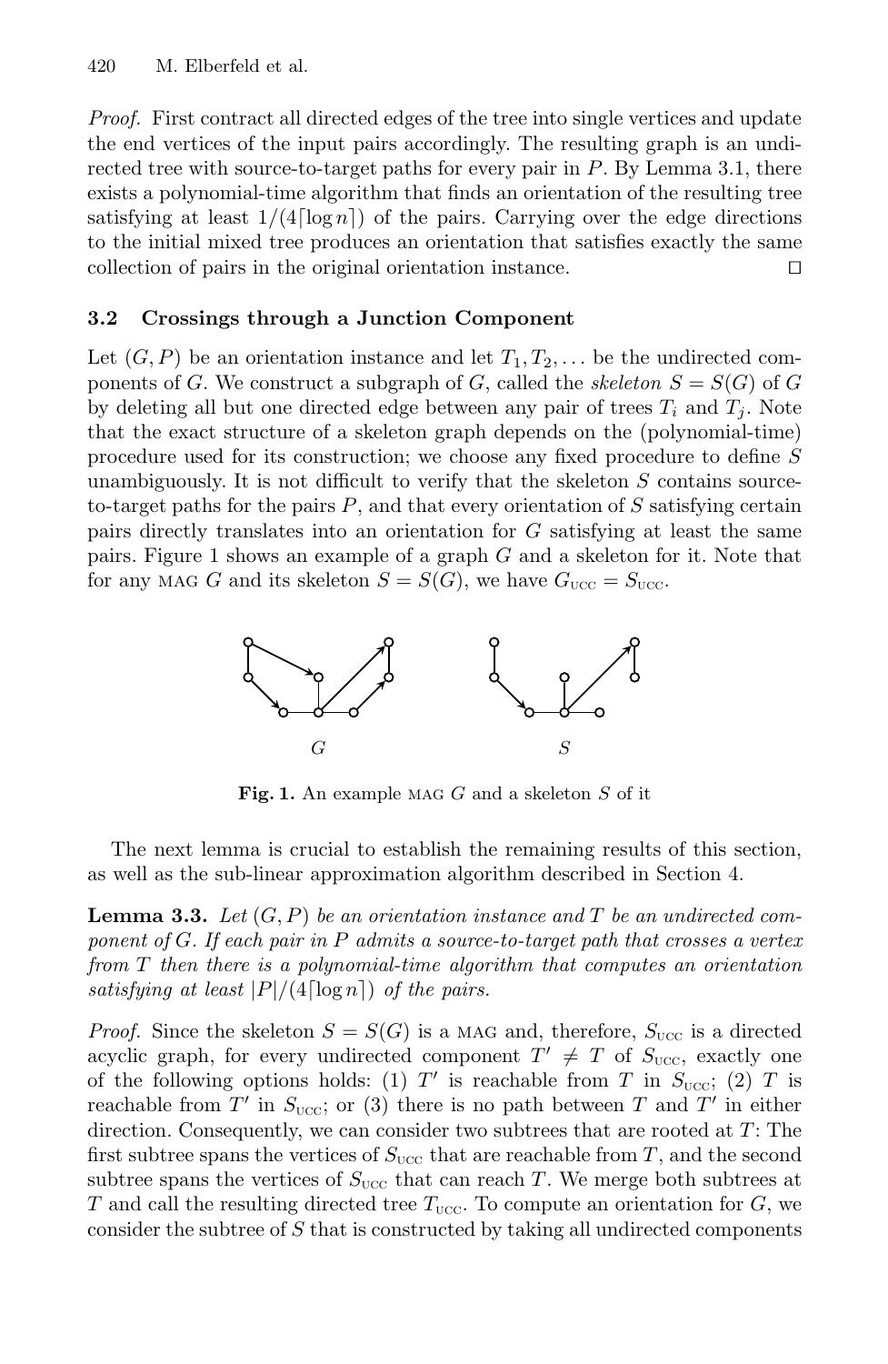*Proof.* First contract all directed edges of the tree into single vertices and update the end vertices of the input pairs accordingly. The resulting graph is an undirected tree with source-to-target paths for every pair in $P$. By Lemma 3.1, there exists a polynomial-time algorithm that finds an orientation of the resulting tree satisfying at least $1/(4\lceil \log n \rceil)$ of the pairs. Carrying over the edge directions to the initial mixed tree produces an orientation that satisfies exactly the same collection of pairs in the original orientation instance. □

### 3.2 Crossings through a Junction Component

Let $(G, P)$ be an orientation instance and let $T_1, T_2, \dots$ be the undirected components of $G$. We construct a subgraph of $G$, called the *skeleton* $S = S(G)$ of $G$ by deleting all but one directed edge between any pair of trees $T_i$ and $T_j$. Note that the exact structure of a skeleton graph depends on the (polynomial-time) procedure used for its construction; we choose any fixed procedure to define $S$ unambiguously. It is not difficult to verify that the skeleton $S$ contains source-to-target paths for the pairs $P$, and that every orientation of $S$ satisfying certain pairs directly translates into an orientation for $G$ satisfying at least the same pairs. Figure 1 shows an example of a graph $G$ and a skeleton for it. Note that for any MAG $G$ and its skeleton $S = S(G)$, we have $G_{\text{UCC}} = S_{\text{UCC}}$.

**Fig. 1.** An example MAG $G$ and a skeleton $S$ of it

The next lemma is crucial to establish the remaining results of this section, as well as the sub-linear approximation algorithm described in Section 4.

**Lemma 3.3.** *Let $(G, P)$ be an orientation instance and $T$ be an undirected component of $G$. If each pair in $P$ admits a source-to-target path that crosses a vertex from $T$ then there is a polynomial-time algorithm that computes an orientation satisfying at least $|P|/(4\lceil \log n \rceil)$ of the pairs.*

*Proof.* Since the skeleton $S = S(G)$ is a MAG and, therefore, $S_{\text{UCC}}$ is a directed acyclic graph, for every undirected component $T' \neq T$ of $S_{\text{UCC}}$, exactly one of the following options holds: (1) $T'$ is reachable from $T$ in $S_{\text{UCC}}$; (2) $T$ is reachable from $T'$ in $S_{\text{UCC}}$; or (3) there is no path between $T$ and $T'$ in either direction. Consequently, we can consider two subtrees that are rooted at $T$: The first subtree spans the vertices of $S_{\text{UCC}}$ that are reachable from $T$, and the second subtree spans the vertices of $S_{\text{UCC}}$ that can reach $T$. We merge both subtrees at $T$ and call the resulting directed tree $T_{\text{UCC}}$. To compute an orientation for $G$, we consider the subtree of $S$ that is constructed by taking all undirected components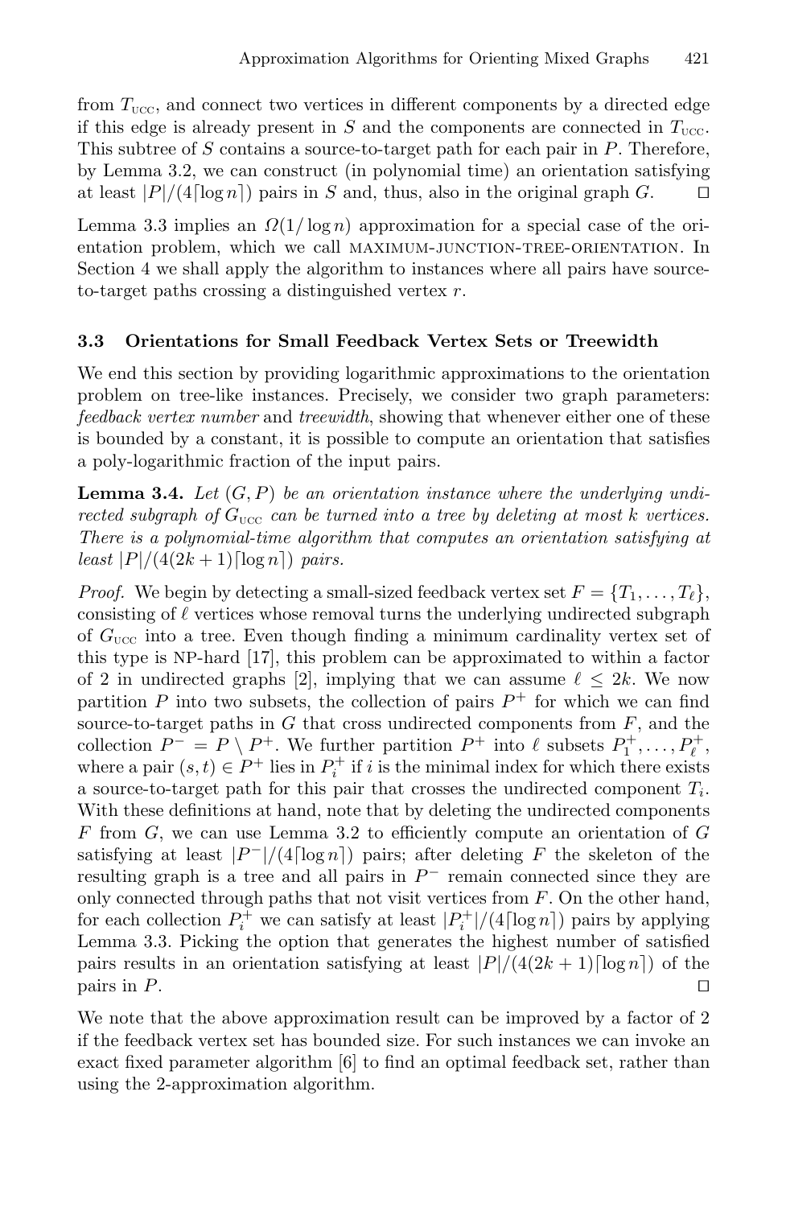from $T_{\text{UCC}}$, and connect two vertices in different components by a directed edge if this edge is already present in $S$ and the components are connected in $T_{\text{UCC}}$. This subtree of $S$ contains a source-to-target path for each pair in $P$. Therefore, by Lemma 3.2, we can construct (in polynomial time) an orientation satisfying at least $|P|/(4\lceil \log n \rceil)$ pairs in $S$ and, thus, also in the original graph $G$. $\square$

Lemma 3.3 implies an $\Omega(1/\log n)$ approximation for a special case of the orientation problem, which we call MAXIMUM-JUNCTION-TREE-ORIENTATION. In Section 4 we shall apply the algorithm to instances where all pairs have source-to-target paths crossing a distinguished vertex $r$.

### 3.3 Orientations for Small Feedback Vertex Sets or Treewidth

We end this section by providing logarithmic approximations to the orientation problem on tree-like instances. Precisely, we consider two graph parameters: *feedback vertex number* and *treewidth*, showing that whenever either one of these is bounded by a constant, it is possible to compute an orientation that satisfies a poly-logarithmic fraction of the input pairs.

**Lemma 3.4.** *Let $(G, P)$ be an orientation instance where the underlying undirected subgraph of $G_{\text{UCC}}$ can be turned into a tree by deleting at most $k$ vertices. There is a polynomial-time algorithm that computes an orientation satisfying at least $|P|/(4(2k+1)\lceil \log n \rceil)$ pairs.*

*Proof.* We begin by detecting a small-sized feedback vertex set $F = \{T_1, \ldots, T_\ell\}$, consisting of $\ell$ vertices whose removal turns the underlying undirected subgraph of $G_{\text{UCC}}$ into a tree. Even though finding a minimum cardinality vertex set of this type is NP-hard [17], this problem can be approximated to within a factor of 2 in undirected graphs [2], implying that we can assume $\ell \leq 2k$. We now partition $P$ into two subsets, the collection of pairs $P^+$ for which we can find source-to-target paths in $G$ that cross undirected components from $F$, and the collection $P^- = P \setminus P^+$. We further partition $P^+$ into $\ell$ subsets $P_1^+, \ldots, P_\ell^+$, where a pair $(s, t) \in P^+$ lies in $P_i^+$ if $i$ is the minimal index for which there exists a source-to-target path for this pair that crosses the undirected component $T_i$. With these definitions at hand, note that by deleting the undirected components $F$ from $G$, we can use Lemma 3.2 to efficiently compute an orientation of $G$ satisfying at least $|P^-|/(4\lceil \log n \rceil)$ pairs; after deleting $F$ the skeleton of the resulting graph is a tree and all pairs in $P^-$ remain connected since they are only connected through paths that not visit vertices from $F$. On the other hand, for each collection $P_i^+$ we can satisfy at least $|P_i^+|/(4\lceil \log n \rceil)$ pairs by applying Lemma 3.3. Picking the option that generates the highest number of satisfied pairs results in an orientation satisfying at least $|P|/(4(2k+1)\lceil \log n \rceil)$ of the pairs in $P$. $\square$

We note that the above approximation result can be improved by a factor of 2 if the feedback vertex set has bounded size. For such instances we can invoke an exact fixed parameter algorithm [6] to find an optimal feedback set, rather than using the 2-approximation algorithm.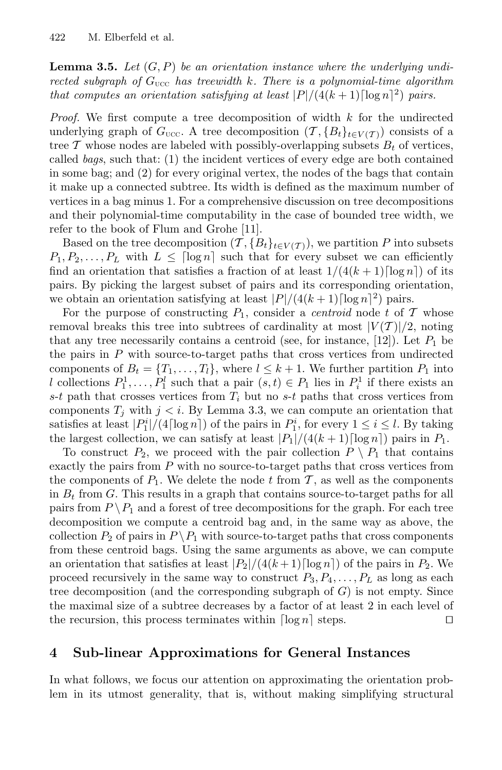**Lemma 3.5.** *Let $(G, P)$ be an orientation instance where the underlying undirected subgraph of $G_{\text{UCC}}$ has treewidth $k$. There is a polynomial-time algorithm that computes an orientation satisfying at least $|P|/(4(k+1)\lceil \log n \rceil^2)$ pairs.*

*Proof.* We first compute a tree decomposition of width $k$ for the undirected underlying graph of $G_{\text{UCC}}$. A tree decomposition $(\mathcal{T}, \{B_t\}_{t \in V(\mathcal{T})})$ consists of a tree $\mathcal{T}$ whose nodes are labeled with possibly-overlapping subsets $B_t$ of vertices, called *bags*, such that: (1) the incident vertices of every edge are both contained in some bag; and (2) for every original vertex, the nodes of the bags that contain it make up a connected subtree. Its width is defined as the maximum number of vertices in a bag minus 1. For a comprehensive discussion on tree decompositions and their polynomial-time computability in the case of bounded tree width, we refer to the book of Flum and Grohe [11].

Based on the tree decomposition $(\mathcal{T}, \{B_t\}_{t \in V(\mathcal{T})})$, we partition $P$ into subsets $P_1, P_2, \ldots, P_L$ with $L \leq \lceil \log n \rceil$ such that for every subset we can efficiently find an orientation that satisfies a fraction of at least $1/(4(k+1)\lceil \log n \rceil)$ of its pairs. By picking the largest subset of pairs and its corresponding orientation, we obtain an orientation satisfying at least $|P|/(4(k+1)\lceil \log n \rceil^2)$ pairs.

For the purpose of constructing $P_1$, consider a *centroid* node $t$ of $\mathcal{T}$ whose removal breaks this tree into subtrees of cardinality at most $|V(\mathcal{T})|/2$, noting that any tree necessarily contains a centroid (see, for instance, [12]). Let $P_1$ be the pairs in $P$ with source-to-target paths that cross vertices from undirected components of $B_t = \{T_1, \ldots, T_l\}$, where $l \leq k+1$. We further partition $P_1$ into $l$ collections $P_1^1, \ldots, P_1^l$ such that a pair $(s,t) \in P_1$ lies in $P_i^1$ if there exists an $s$-$t$ path that crosses vertices from $T_i$ but no $s$-$t$ paths that cross vertices from components $T_j$ with $j < i$. By Lemma 3.3, we can compute an orientation that satisfies at least $|P_1^i|/(4\lceil \log n \rceil)$ of the pairs in $P_1^i$, for every $1 \leq i \leq l$. By taking the largest collection, we can satisfy at least $|P_1|/(4(k+1)\lceil \log n \rceil)$ pairs in $P_1$.

To construct $P_2$, we proceed with the pair collection $P \setminus P_1$ that contains exactly the pairs from $P$ with no source-to-target paths that cross vertices from the components of $P_1$. We delete the node $t$ from $\mathcal{T}$, as well as the components in $B_t$ from $G$. This results in a graph that contains source-to-target paths for all pairs from $P \setminus P_1$ and a forest of tree decompositions for the graph. For each tree decomposition we compute a centroid bag and, in the same way as above, the collection $P_2$ of pairs in $P \setminus P_1$ with source-to-target paths that cross components from these centroid bags. Using the same arguments as above, we can compute an orientation that satisfies at least $|P_2|/(4(k+1)\lceil \log n \rceil)$ of the pairs in $P_2$. We proceed recursively in the same way to construct $P_3, P_4, \ldots, P_L$ as long as each tree decomposition (and the corresponding subgraph of $G$) is not empty. Since the maximal size of a subtree decreases by a factor of at least 2 in each level of the recursion, this process terminates within $\lceil \log n \rceil$ steps. □

## 4 Sub-linear Approximations for General Instances

In what follows, we focus our attention on approximating the orientation problem in its utmost generality, that is, without making simplifying structural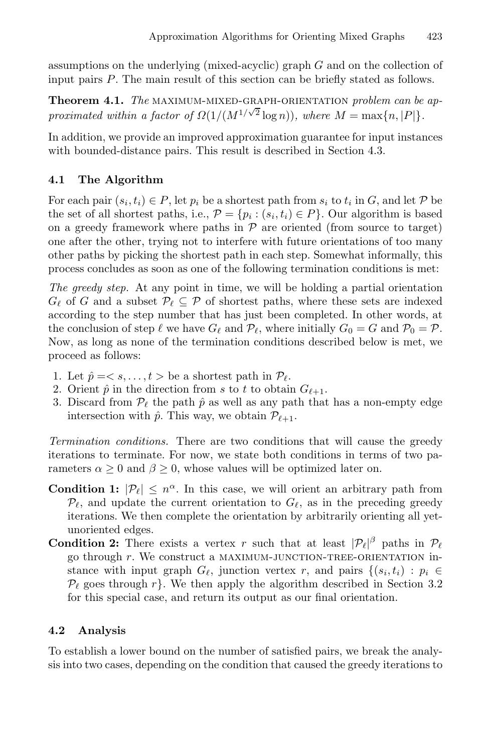assumptions on the underlying (mixed-acyclic) graph $G$ and on the collection of input pairs $P$. The main result of this section can be briefly stated as follows.

**Theorem 4.1.** *The* MAXIMUM-MIXED-GRAPH-ORIENTATION *problem can be approximated within a factor of* $\Omega(1/(M^{1/\sqrt{2}} \log n))$*, where* $M = \max\{n, |P|\}$.

In addition, we provide an improved approximation guarantee for input instances with bounded-distance pairs. This result is described in Section 4.3.

### 4.1 The Algorithm

For each pair $(s_i, t_i) \in P$, let $p_i$ be a shortest path from $s_i$ to $t_i$ in $G$, and let $\mathcal{P}$ be the set of all shortest paths, i.e., $\mathcal{P} = \{p_i : (s_i, t_i) \in P\}$. Our algorithm is based on a greedy framework where paths in $\mathcal{P}$ are oriented (from source to target) one after the other, trying not to interfere with future orientations of too many other paths by picking the shortest path in each step. Somewhat informally, this process concludes as soon as one of the following termination conditions is met:

*The greedy step.* At any point in time, we will be holding a partial orientation $G_\ell$ of $G$ and a subset $\mathcal{P}_\ell \subseteq \mathcal{P}$ of shortest paths, where these sets are indexed according to the step number that has just been completed. In other words, at the conclusion of step $\ell$ we have $G_\ell$ and $\mathcal{P}_\ell$, where initially $G_0 = G$ and $\mathcal{P}_0 = \mathcal{P}$. Now, as long as none of the termination conditions described below is met, we proceed as follows:

1. Let $\hat{p} =< s, \ldots, t >$ be a shortest path in $\mathcal{P}_\ell$.
2. Orient $\hat{p}$ in the direction from $s$ to $t$ to obtain $G_{\ell+1}$.
3. Discard from $\mathcal{P}_\ell$ the path $\hat{p}$ as well as any path that has a non-empty edge intersection with $\hat{p}$. This way, we obtain $\mathcal{P}_{\ell+1}$.

*Termination conditions.* There are two conditions that will cause the greedy iterations to terminate. For now, we state both conditions in terms of two parameters $\alpha \geq 0$ and $\beta \geq 0$, whose values will be optimized later on.

**Condition 1:** $|\mathcal{P}_\ell| \leq n^\alpha$. In this case, we will orient an arbitrary path from $\mathcal{P}_\ell$, and update the current orientation to $G_\ell$, as in the preceding greedy iterations. We then complete the orientation by arbitrarily orienting all yet-unoriented edges.

**Condition 2:** There exists a vertex $r$ such that at least $|\mathcal{P}_\ell|^\beta$ paths in $\mathcal{P}_\ell$ go through $r$. We construct a MAXIMUM-JUNCTION-TREE-ORIENTATION instance with input graph $G_\ell$, junction vertex $r$, and pairs $\{(s_i, t_i) : p_i \in \mathcal{P}_\ell \text{ goes through } r\}$. We then apply the algorithm described in Section 3.2 for this special case, and return its output as our final orientation.

### 4.2 Analysis

To establish a lower bound on the number of satisfied pairs, we break the analysis into two cases, depending on the condition that caused the greedy iterations to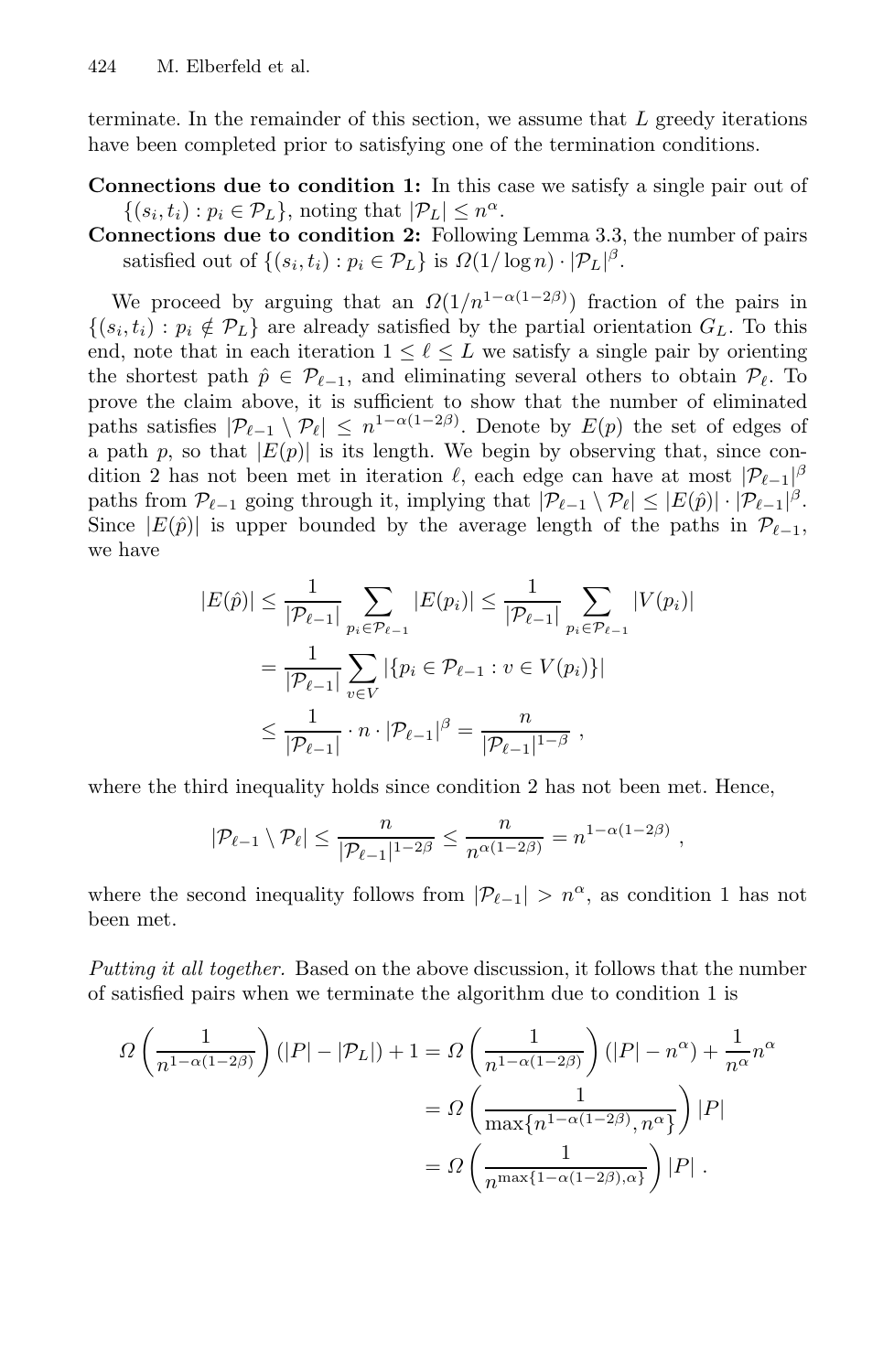terminate. In the remainder of this section, we assume that $L$ greedy iterations have been completed prior to satisfying one of the termination conditions.

**Connections due to condition 1:** In this case we satisfy a single pair out of $\{(s_i, t_i) : p_i \in \mathcal{P}_L\}$, noting that $|\mathcal{P}_L| \leq n^\alpha$.

**Connections due to condition 2:** Following Lemma 3.3, the number of pairs satisfied out of $\{(s_i, t_i) : p_i \in \mathcal{P}_L\}$ is $\Omega(1/\log n) \cdot |\mathcal{P}_L|^\beta$.

We proceed by arguing that an $\Omega(1/n^{1-\alpha(1-2\beta)})$ fraction of the pairs in $\{(s_i, t_i) : p_i \notin \mathcal{P}_L\}$ are already satisfied by the partial orientation $G_L$. To this end, note that in each iteration $1 \leq \ell \leq L$ we satisfy a single pair by orienting the shortest path $\hat{p} \in \mathcal{P}_{\ell-1}$, and eliminating several others to obtain $\mathcal{P}_\ell$. To prove the claim above, it is sufficient to show that the number of eliminated paths satisfies $|\mathcal{P}_{\ell-1} \setminus \mathcal{P}_\ell| \leq n^{1-\alpha(1-2\beta)}$. Denote by $E(p)$ the set of edges of a path $p$, so that $|E(p)|$ is its length. We begin by observing that, since condition 2 has not been met in iteration $\ell$, each edge can have at most $|\mathcal{P}_{\ell-1}|^\beta$ paths from $\mathcal{P}_{\ell-1}$ going through it, implying that $|\mathcal{P}_{\ell-1} \setminus \mathcal{P}_\ell| \leq |E(\hat{p})| \cdot |\mathcal{P}_{\ell-1}|^\beta$. Since $|E(\hat{p})|$ is upper bounded by the average length of the paths in $\mathcal{P}_{\ell-1}$, we have

$$
\begin{aligned}
|E(\hat{p})| &\leq \frac{1}{|\mathcal{P}_{\ell-1}|} \sum_{p_i \in \mathcal{P}_{\ell-1}} |E(p_i)| \leq \frac{1}{|\mathcal{P}_{\ell-1}|} \sum_{p_i \in \mathcal{P}_{\ell-1}} |V(p_i)| \\
&= \frac{1}{|\mathcal{P}_{\ell-1}|} \sum_{v \in V} |\{p_i \in \mathcal{P}_{\ell-1} : v \in V(p_i)\}| \\
&\leq \frac{1}{|\mathcal{P}_{\ell-1}|} \cdot n \cdot |\mathcal{P}_{\ell-1}|^\beta = \frac{n}{|\mathcal{P}_{\ell-1}|^{1-\beta}} \ ,
\end{aligned}
$$

where the third inequality holds since condition 2 has not been met. Hence,

$$
|\mathcal{P}_{\ell-1} \setminus \mathcal{P}_\ell| \leq \frac{n}{|\mathcal{P}_{\ell-1}|^{1-2\beta}} \leq \frac{n}{n^{\alpha(1-2\beta)}} = n^{1-\alpha(1-2\beta)} \ ,
$$

where the second inequality follows from $|\mathcal{P}_{\ell-1}| > n^\alpha$, as condition 1 has not been met.

*Putting it all together.* Based on the above discussion, it follows that the number of satisfied pairs when we terminate the algorithm due to condition 1 is

$$
\begin{aligned}
\Omega\left(\frac{1}{n^{1-\alpha(1-2\beta)}}\right)(|P| - |\mathcal{P}_L|) + 1 &= \Omega\left(\frac{1}{n^{1-\alpha(1-2\beta)}}\right)(|P| - n^\alpha) + \frac{1}{n^\alpha} n^\alpha \\
&= \Omega\left(\frac{1}{\max\{n^{1-\alpha(1-2\beta)}, n^\alpha\}}\right)|P| \\
&= \Omega\left(\frac{1}{n^{\max\{1-\alpha(1-2\beta), \alpha\}}}\right)|P| \ .
\end{aligned}
$$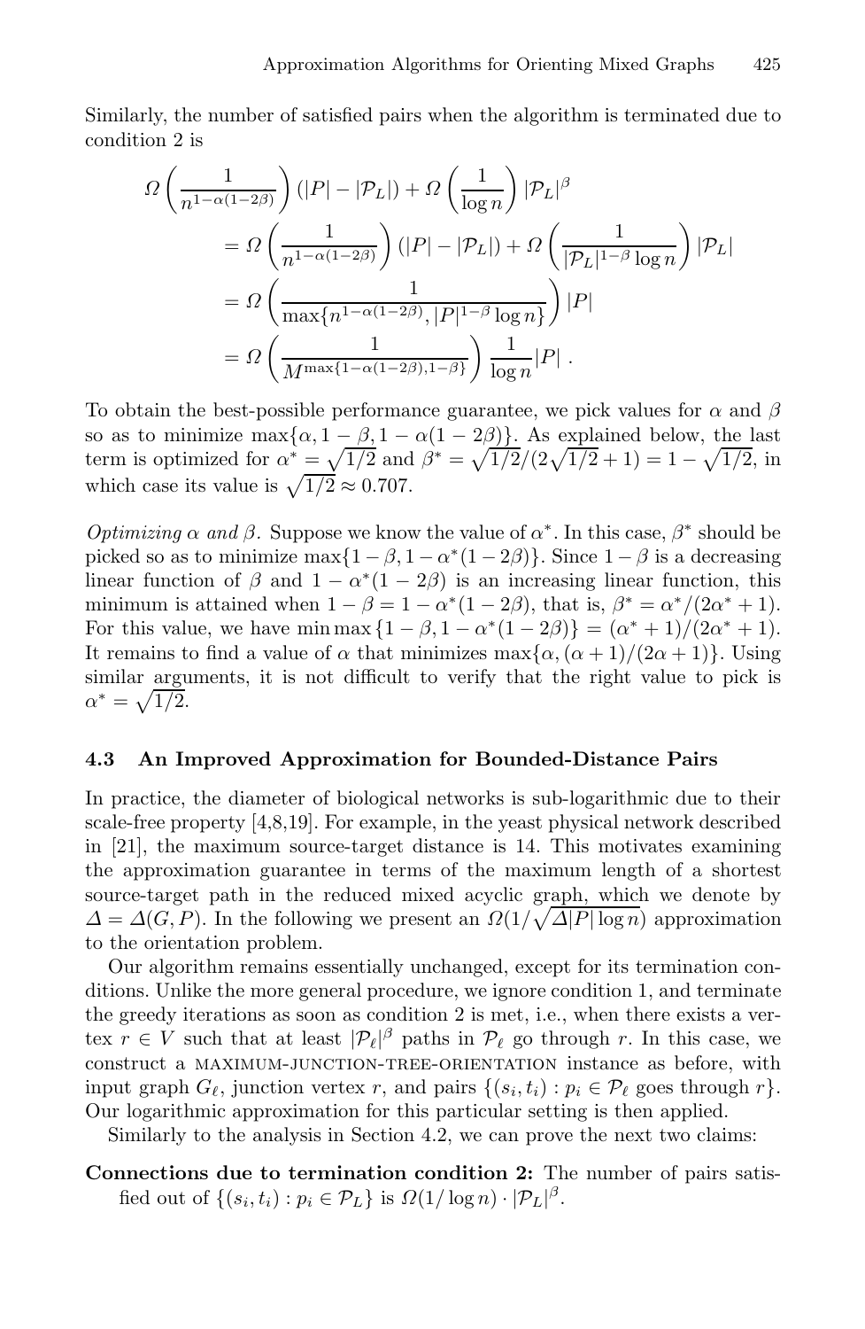Similarly, the number of satisfied pairs when the algorithm is terminated due to condition 2 is

$$
\begin{aligned}
\Omega\left(\frac{1}{n^{1-\alpha(1-2\beta)}}\right)&(|P|-|\mathcal{P}_L|)+\Omega\left(\frac{1}{\log n}\right)|\mathcal{P}_L|^{\beta} \\
&=\Omega\left(\frac{1}{n^{1-\alpha(1-2\beta)}}\right)(|P|-|\mathcal{P}_L|)+\Omega\left(\frac{1}{|\mathcal{P}_L|^{1-\beta}\log n}\right)|\mathcal{P}_L| \\
&=\Omega\left(\frac{1}{\max\{n^{1-\alpha(1-2\beta)},|P|^{1-\beta}\log n\}}\right)|P| \\
&=\Omega\left(\frac{1}{M^{\max\{1-\alpha(1-2\beta),1-\beta\}}}\right)\frac{1}{\log n}|P| \ .
\end{aligned}
$$

To obtain the best-possible performance guarantee, we pick values for $\alpha$ and $\beta$ so as to minimize $\max\{\alpha, 1-\beta, 1-\alpha(1-2\beta)\}$. As explained below, the last term is optimized for $\alpha^* = \sqrt{1/2}$ and $\beta^* = \sqrt{1/2}/(2\sqrt{1/2}+1) = 1-\sqrt{1/2}$, in which case its value is $\sqrt{1/2} \approx 0.707$.

*Optimizing $\alpha$ and $\beta$.* Suppose we know the value of $\alpha^*$. In this case, $\beta^*$ should be picked so as to minimize $\max\{1-\beta, 1-\alpha^*(1-2\beta)\}$. Since $1-\beta$ is a decreasing linear function of $\beta$ and $1-\alpha^*(1-2\beta)$ is an increasing linear function, this minimum is attained when $1-\beta = 1-\alpha^*(1-2\beta)$, that is, $\beta^* = \alpha^*/(2\alpha^*+1)$. For this value, we have $\min\max\{1-\beta, 1-\alpha^*(1-2\beta)\} = (\alpha^*+1)/(2\alpha^*+1)$. It remains to find a value of $\alpha$ that minimizes $\max\{\alpha, (\alpha+1)/(2\alpha+1)\}$. Using similar arguments, it is not difficult to verify that the right value to pick is $\alpha^* = \sqrt{1/2}$.

### 4.3 An Improved Approximation for Bounded-Distance Pairs

In practice, the diameter of biological networks is sub-logarithmic due to their scale-free property [4,8,19]. For example, in the yeast physical network described in [21], the maximum source-target distance is 14. This motivates examining the approximation guarantee in terms of the maximum length of a shortest source-target path in the reduced mixed acyclic graph, which we denote by $\Delta = \Delta(G, P)$. In the following we present an $\Omega(1/\sqrt{\Delta|P|\log n})$ approximation to the orientation problem.

Our algorithm remains essentially unchanged, except for its termination conditions. Unlike the more general procedure, we ignore condition 1, and terminate the greedy iterations as soon as condition 2 is met, i.e., when there exists a vertex $r \in V$ such that at least $|\mathcal{P}_\ell|^\beta$ paths in $\mathcal{P}_\ell$ go through $r$. In this case, we construct a MAXIMUM-JUNCTION-TREE-ORIENTATION instance as before, with input graph $G_\ell$, junction vertex $r$, and pairs $\{(s_i, t_i) : p_i \in \mathcal{P}_\ell \text{ goes through } r\}$. Our logarithmic approximation for this particular setting is then applied.

Similarly to the analysis in Section 4.2, we can prove the next two claims:

**Connections due to termination condition 2:** The number of pairs satisfied out of $\{(s_i, t_i) : p_i \in \mathcal{P}_L\}$ is $\Omega(1/\log n) \cdot |\mathcal{P}_L|^\beta$.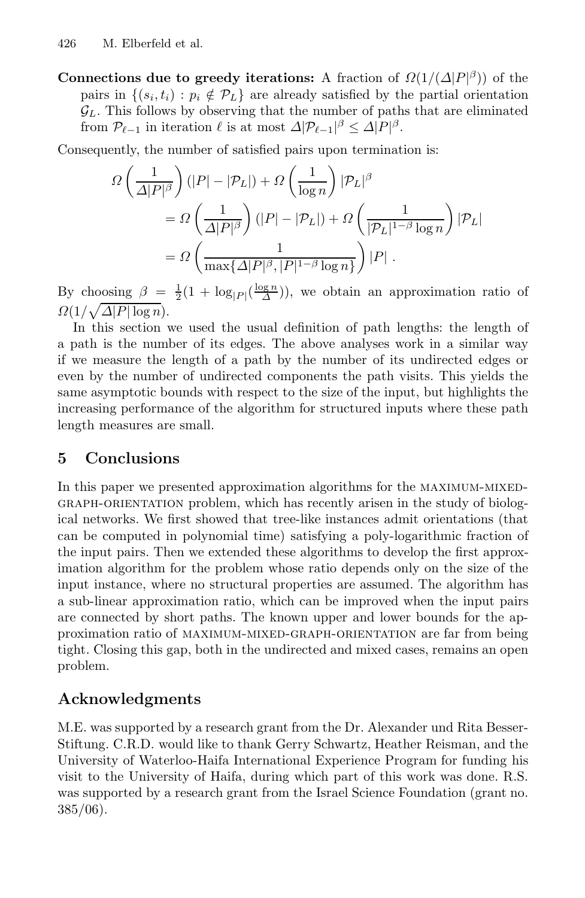**Connections due to greedy iterations:** A fraction of $\Omega(1/(\Delta|P|^\beta))$ of the pairs in $\{(s_i, t_i) : p_i \notin \mathcal{P}_L\}$ are already satisfied by the partial orientation $\mathcal{G}_L$. This follows by observing that the number of paths that are eliminated from $\mathcal{P}_{\ell-1}$ in iteration $\ell$ is at most $\Delta|\mathcal{P}_{\ell-1}|^\beta \leq \Delta|P|^\beta$.

Consequently, the number of satisfied pairs upon termination is:

$$
\begin{aligned}
\Omega\left(\frac{1}{\Delta|P|^\beta}\right)(|P| - |\mathcal{P}_L|) &+ \Omega\left(\frac{1}{\log n}\right)|\mathcal{P}_L|^\beta \\
&= \Omega\left(\frac{1}{\Delta|P|^\beta}\right)(|P| - |\mathcal{P}_L|) + \Omega\left(\frac{1}{|\mathcal{P}_L|^{1-\beta}\log n}\right)|\mathcal{P}_L| \\
&= \Omega\left(\frac{1}{\max\{\Delta|P|^\beta, |P|^{1-\beta}\log n\}}\right)|P| \ .
\end{aligned}
$$

By choosing $\beta = \frac{1}{2}(1 + \log_{|P|}(\frac{\log n}{\Delta}))$, we obtain an approximation ratio of $\Omega(1/\sqrt{\Delta|P|\log n})$.

In this section we used the usual definition of path lengths: the length of a path is the number of its edges. The above analyses work in a similar way if we measure the length of a path by the number of its undirected edges or even by the number of undirected components the path visits. This yields the same asymptotic bounds with respect to the size of the input, but highlights the increasing performance of the algorithm for structured inputs where these path length measures are small.

## 5 Conclusions

In this paper we presented approximation algorithms for the MAXIMUM-MIXED-GRAPH-ORIENTATION problem, which has recently arisen in the study of biological networks. We first showed that tree-like instances admit orientations (that can be computed in polynomial time) satisfying a poly-logarithmic fraction of the input pairs. Then we extended these algorithms to develop the first approximation algorithm for the problem whose ratio depends only on the size of the input instance, where no structural properties are assumed. The algorithm has a sub-linear approximation ratio, which can be improved when the input pairs are connected by short paths. The known upper and lower bounds for the approximation ratio of MAXIMUM-MIXED-GRAPH-ORIENTATION are far from being tight. Closing this gap, both in the undirected and mixed cases, remains an open problem.

## Acknowledgments

M.E. was supported by a research grant from the Dr. Alexander und Rita Besser-Stiftung. C.R.D. would like to thank Gerry Schwartz, Heather Reisman, and the University of Waterloo-Haifa International Experience Program for funding his visit to the University of Haifa, during which part of this work was done. R.S. was supported by a research grant from the Israel Science Foundation (grant no. 385/06).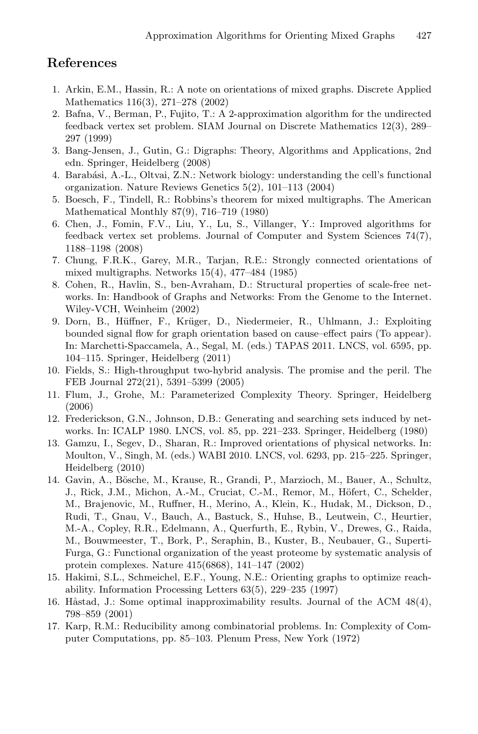## References

1. Arkin, E.M., Hassin, R.: A note on orientations of mixed graphs. Discrete Applied Mathematics 116(3), 271–278 (2002)
2. Bafna, V., Berman, P., Fujito, T.: A 2-approximation algorithm for the undirected feedback vertex set problem. SIAM Journal on Discrete Mathematics 12(3), 289–297 (1999)
3. Bang-Jensen, J., Gutin, G.: Digraphs: Theory, Algorithms and Applications, 2nd edn. Springer, Heidelberg (2008)
4. Barabási, A.-L., Oltvai, Z.N.: Network biology: understanding the cell's functional organization. Nature Reviews Genetics 5(2), 101–113 (2004)
5. Boesch, F., Tindell, R.: Robbins's theorem for mixed multigraphs. The American Mathematical Monthly 87(9), 716–719 (1980)
6. Chen, J., Fomin, F.V., Liu, Y., Lu, S., Villanger, Y.: Improved algorithms for feedback vertex set problems. Journal of Computer and System Sciences 74(7), 1188–1198 (2008)
7. Chung, F.R.K., Garey, M.R., Tarjan, R.E.: Strongly connected orientations of mixed multigraphs. Networks 15(4), 477–484 (1985)
8. Cohen, R., Havlin, S., ben-Avraham, D.: Structural properties of scale-free networks. In: Handbook of Graphs and Networks: From the Genome to the Internet. Wiley-VCH, Weinheim (2002)
9. Dorn, B., Hüffner, F., Krüger, D., Niedermeier, R., Uhlmann, J.: Exploiting bounded signal flow for graph orientation based on cause–effect pairs (To appear). In: Marchetti-Spaccamela, A., Segal, M. (eds.) TAPAS 2011. LNCS, vol. 6595, pp. 104–115. Springer, Heidelberg (2011)
10. Fields, S.: High-throughput two-hybrid analysis. The promise and the peril. The FEB Journal 272(21), 5391–5399 (2005)
11. Flum, J., Grohe, M.: Parameterized Complexity Theory. Springer, Heidelberg (2006)
12. Frederickson, G.N., Johnson, D.B.: Generating and searching sets induced by networks. In: ICALP 1980. LNCS, vol. 85, pp. 221–233. Springer, Heidelberg (1980)
13. Gamzu, I., Segev, D., Sharan, R.: Improved orientations of physical networks. In: Moulton, V., Singh, M. (eds.) WABI 2010. LNCS, vol. 6293, pp. 215–225. Springer, Heidelberg (2010)
14. Gavin, A., Bösche, M., Krause, R., Grandi, P., Marzioch, M., Bauer, A., Schultz, J., Rick, J.M., Michon, A.-M., Cruciat, C.-M., Remor, M., Höfert, C., Schelder, M., Brajenovic, M., Ruffner, H., Merino, A., Klein, K., Hudak, M., Dickson, D., Rudi, T., Gnau, V., Bauch, A., Bastuck, S., Huhse, B., Leutwein, C., Heurtier, M.-A., Copley, R.R., Edelmann, A., Querfurth, E., Rybin, V., Drewes, G., Raida, M., Bouwmeester, T., Bork, P., Seraphin, B., Kuster, B., Neubauer, G., Superti-Furga, G.: Functional organization of the yeast proteome by systematic analysis of protein complexes. Nature 415(6868), 141–147 (2002)
15. Hakimi, S.L., Schmeichel, E.F., Young, N.E.: Orienting graphs to optimize reachability. Information Processing Letters 63(5), 229–235 (1997)
16. Håstad, J.: Some optimal inapproximability results. Journal of the ACM 48(4), 798–859 (2001)
17. Karp, R.M.: Reducibility among combinatorial problems. In: Complexity of Computer Computations, pp. 85–103. Plenum Press, New York (1972)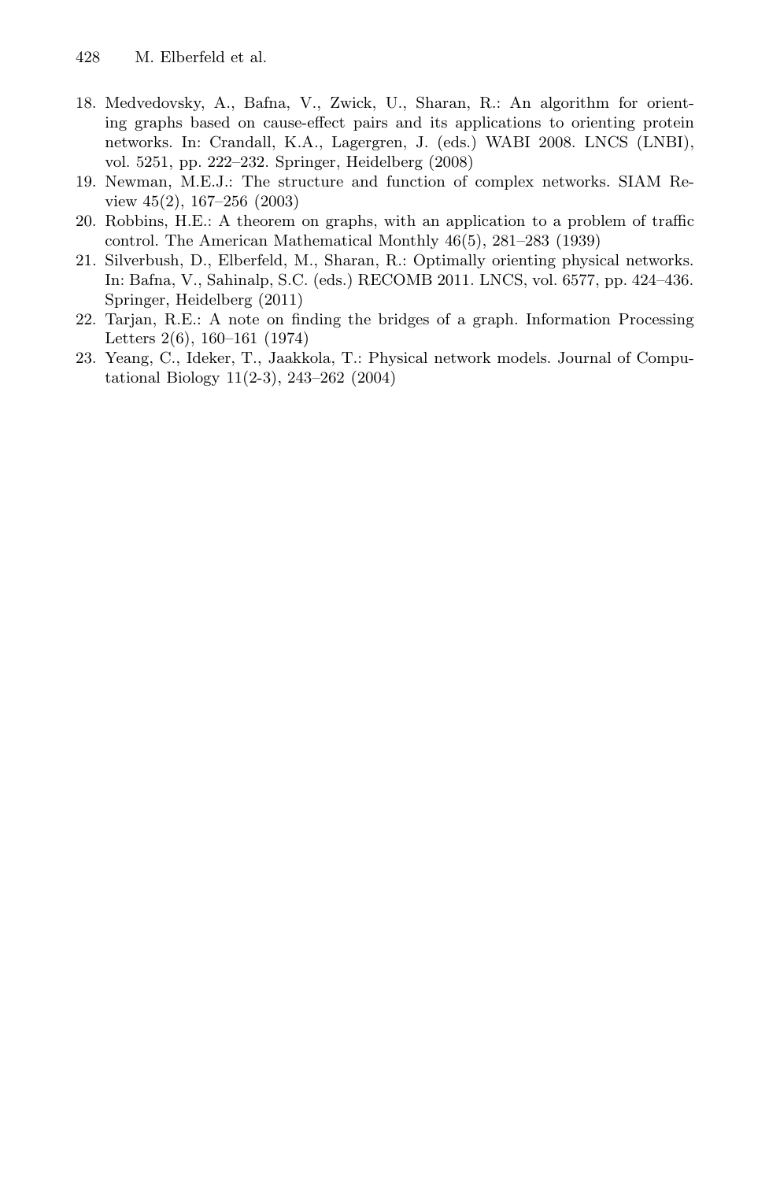18. Medvedovsky, A., Bafna, V., Zwick, U., Sharan, R.: An algorithm for orienting graphs based on cause-effect pairs and its applications to orienting protein networks. In: Crandall, K.A., Lagergren, J. (eds.) WABI 2008. LNCS (LNBI), vol. 5251, pp. 222–232. Springer, Heidelberg (2008)
19. Newman, M.E.J.: The structure and function of complex networks. SIAM Review 45(2), 167–256 (2003)
20. Robbins, H.E.: A theorem on graphs, with an application to a problem of traffic control. The American Mathematical Monthly 46(5), 281–283 (1939)
21. Silverbush, D., Elberfeld, M., Sharan, R.: Optimally orienting physical networks. In: Bafna, V., Sahinalp, S.C. (eds.) RECOMB 2011. LNCS, vol. 6577, pp. 424–436. Springer, Heidelberg (2011)
22. Tarjan, R.E.: A note on finding the bridges of a graph. Information Processing Letters 2(6), 160–161 (1974)
23. Yeang, C., Ideker, T., Jaakkola, T.: Physical network models. Journal of Computational Biology 11(2-3), 243–262 (2004)